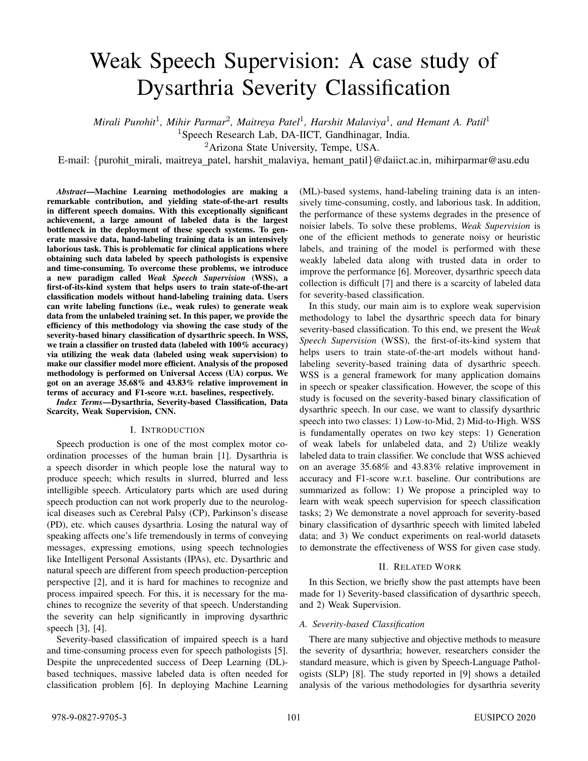# Weak Speech Supervision: A case study of Dysarthria Severity Classification

*Mirali Purohit*[1], *Mihir Parmar*[2], *Maitreya Patel*[1], *Harshit Malaviya*[1], *and Hemant A. Patil*[1]

[1]Speech Research Lab, DA-IICT, Gandhinagar, India.

[2]Arizona State University, Tempe, USA.

E-mail: {purohit_mirali, maitreya_patel, harshit_malaviya, hemant_patil}@daiict.ac.in, mihirparmar@asu.edu

***Abstract*—Machine Learning methodologies are making a remarkable contribution, and yielding state-of-the-art results in different speech domains. With this exceptionally significant achievement, a large amount of labeled data is the largest bottleneck in the deployment of these speech systems. To generate massive data, hand-labeling training data is an intensively laborious task. This is problematic for clinical applications where obtaining such data labeled by speech pathologists is expensive and time-consuming. To overcome these problems, we introduce a new paradigm called *Weak Speech Supervision* (WSS), a first-of-its-kind system that helps users to train state-of-the-art classification models without hand-labeling training data. Users can write labeling functions (i.e., weak rules) to generate weak data from the unlabeled training set. In this paper, we provide the efficiency of this methodology via showing the case study of the severity-based binary classification of dysarthric speech. In WSS, we train a classifier on trusted data (labeled with 100% accuracy) via utilizing the weak data (labeled using weak supervision) to make our classifier model more efficient. Analysis of the proposed methodology is performed on Universal Access (UA) corpus. We got on an average 35.68% and 43.83% relative improvement in terms of accuracy and F1-score w.r.t. baselines, respectively.**

***Index Terms*—Dysarthria, Severity-based Classification, Data Scarcity, Weak Supervision, CNN.**

## I. Introduction

Speech production is one of the most complex motor coordination processes of the human brain [1]. Dysarthria is a speech disorder in which people lose the natural way to produce speech; which results in slurred, blurred and less intelligible speech. Articulatory parts which are used during speech production can not work properly due to the neurological diseases such as Cerebral Palsy (CP), Parkinson's disease (PD), etc. which causes dysarthria. Losing the natural way of speaking affects one's life tremendously in terms of conveying messages, expressing emotions, using speech technologies like Intelligent Personal Assistants (IPAs), etc. Dysarthric and natural speech are different from speech production-perception perspective [2], and it is hard for machines to recognize and process impaired speech. For this, it is necessary for the machines to recognize the severity of that speech. Understanding the severity can help significantly in improving dysarthric speech [3], [4].

Severity-based classification of impaired speech is a hard and time-consuming process even for speech pathologists [5]. Despite the unprecedented success of Deep Learning (DL)-based techniques, massive labeled data is often needed for classification problem [6]. In deploying Machine Learning (ML)-based systems, hand-labeling training data is an intensively time-consuming, costly, and laborious task. In addition, the performance of these systems degrades in the presence of noisier labels. To solve these problems, *Weak Supervision* is one of the efficient methods to generate noisy or heuristic labels, and training of the model is performed with these weakly labeled data along with trusted data in order to improve the performance [6]. Moreover, dysarthric speech data collection is difficult [7] and there is a scarcity of labeled data for severity-based classification.

In this study, our main aim is to explore weak supervision methodology to label the dysarthric speech data for binary severity-based classification. To this end, we present the *Weak Speech Supervision* (WSS), the first-of-its-kind system that helps users to train state-of-the-art models without hand-labeling severity-based training data of dysarthric speech. WSS is a general framework for many application domains in speech or speaker classification. However, the scope of this study is focused on the severity-based binary classification of dysarthric speech. In our case, we want to classify dysarthric speech into two classes: 1) Low-to-Mid, 2) Mid-to-High. WSS is fundamentally operates on two key steps: 1) Generation of weak labels for unlabeled data, and 2) Utilize weakly labeled data to train classifier. We conclude that WSS achieved on an average 35.68% and 43.83% relative improvement in accuracy and F1-score w.r.t. baseline. Our contributions are summarized as follow: 1) We propose a principled way to learn with weak speech supervision for speech classification tasks; 2) We demonstrate a novel approach for severity-based binary classification of dysarthric speech with limited labeled data; and 3) We conduct experiments on real-world datasets to demonstrate the effectiveness of WSS for given case study.

## II. Related Work

In this Section, we briefly show the past attempts have been made for 1) Severity-based classification of dysarthric speech, and 2) Weak Supervision.

### *A. Severity-based Classification*

There are many subjective and objective methods to measure the severity of dysarthria; however, researchers consider the standard measure, which is given by Speech-Language Pathologists (SLP) [8]. The study reported in [9] shows a detailed analysis of the various methodologies for dysarthria severity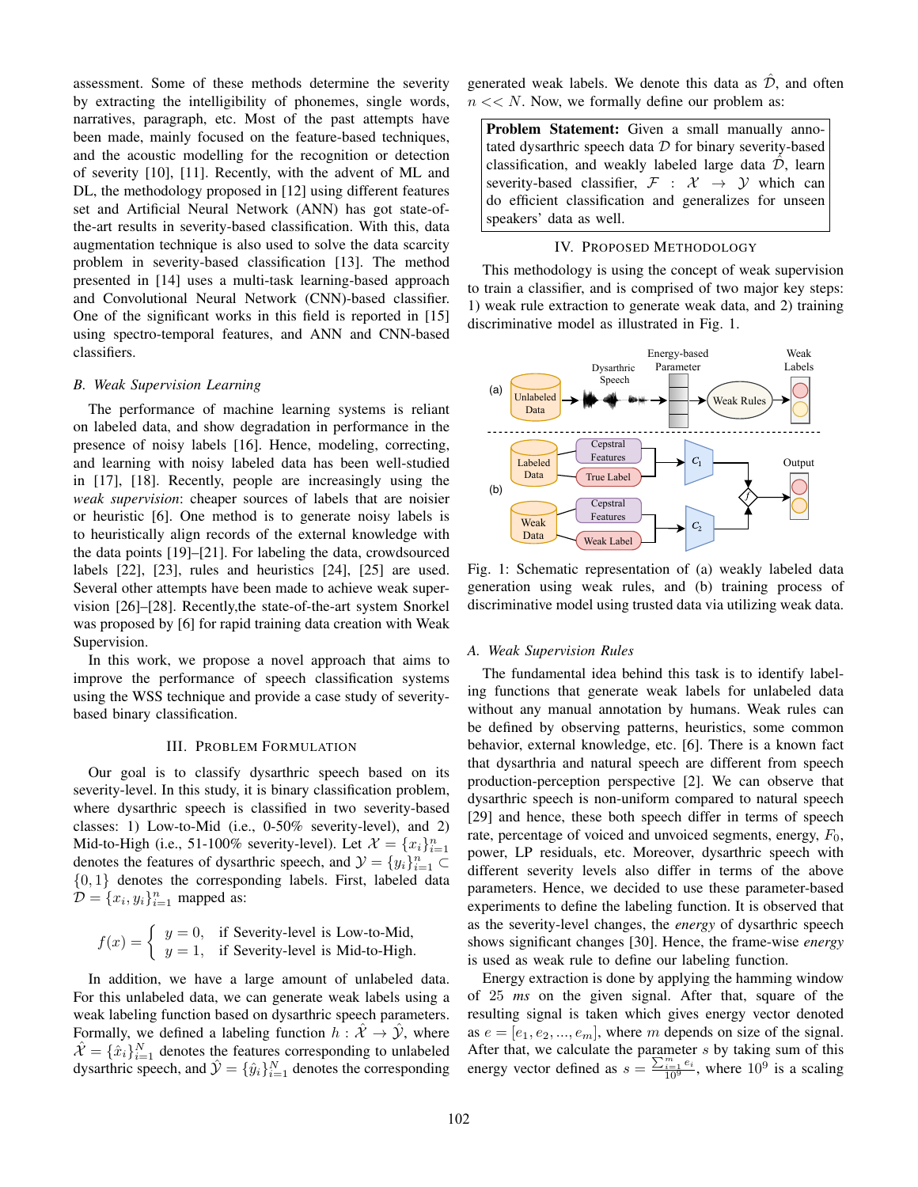assessment. Some of these methods determine the severity by extracting the intelligibility of phonemes, single words, narratives, paragraph, etc. Most of the past attempts have been made, mainly focused on the feature-based techniques, and the acoustic modelling for the recognition or detection of severity [10], [11]. Recently, with the advent of ML and DL, the methodology proposed in [12] using different features set and Artificial Neural Network (ANN) has got state-of-the-art results in severity-based classification. With this, data augmentation technique is also used to solve the data scarcity problem in severity-based classification [13]. The method presented in [14] uses a multi-task learning-based approach and Convolutional Neural Network (CNN)-based classifier. One of the significant works in this field is reported in [15] using spectro-temporal features, and ANN and CNN-based classifiers.

### B. Weak Supervision Learning

The performance of machine learning systems is reliant on labeled data, and show degradation in performance in the presence of noisy labels [16]. Hence, modeling, correcting, and learning with noisy labeled data has been well-studied in [17], [18]. Recently, people are increasingly using the *weak supervision*: cheaper sources of labels that are noisier or heuristic [6]. One method is to generate noisy labels is to heuristically align records of the external knowledge with the data points [19]–[21]. For labeling the data, crowdsourced labels [22], [23], rules and heuristics [24], [25] are used. Several other attempts have been made to achieve weak supervision [26]–[28]. Recently,the state-of-the-art system Snorkel was proposed by [6] for rapid training data creation with Weak Supervision.

In this work, we propose a novel approach that aims to improve the performance of speech classification systems using the WSS technique and provide a case study of severity-based binary classification.

## III. Problem Formulation

Our goal is to classify dysarthric speech based on its severity-level. In this study, it is binary classification problem, where dysarthric speech is classified in two severity-based classes: 1) Low-to-Mid (i.e., 0-50% severity-level), and 2) Mid-to-High (i.e., 51-100% severity-level). Let $\mathcal{X} = \{x_i\}_{i=1}^{n}$ denotes the features of dysarthric speech, and $\mathcal{Y} = \{y_i\}_{i=1}^{n} \subset \{0, 1\}$ denotes the corresponding labels. First, labeled data $\mathcal{D} = \{x_i, y_i\}_{i=1}^{n}$ mapped as:

$$f(x) = \begin{cases} y = 0, & \text{if Severity-level is Low-to-Mid,} \\ y = 1, & \text{if Severity-level is Mid-to-High.} \end{cases}$$

In addition, we have a large amount of unlabeled data. For this unlabeled data, we can generate weak labels using a weak labeling function based on dysarthric speech parameters. Formally, we defined a labeling function $h : \hat{\mathcal{X}} \rightarrow \hat{\mathcal{Y}}$, where $\hat{\mathcal{X}} = \{\hat{x}_i\}_{i=1}^{N}$ denotes the features corresponding to unlabeled dysarthric speech, and $\hat{\mathcal{Y}} = \{\hat{y}_i\}_{i=1}^{N}$ denotes the corresponding generated weak labels. We denote this data as $\hat{\mathcal{D}}$, and often $n << N$. Now, we formally define our problem as:

**Problem Statement:** Given a small manually annotated dysarthric speech data $\mathcal{D}$ for binary severity-based classification, and weakly labeled large data $\hat{\mathcal{D}}$, learn severity-based classifier, $\mathcal{F} : \mathcal{X} \rightarrow \mathcal{Y}$ which can do efficient classification and generalizes for unseen speakers' data as well.

## IV. Proposed Methodology

This methodology is using the concept of weak supervision to train a classifier, and is comprised of two major key steps: 1) weak rule extraction to generate weak data, and 2) training discriminative model as illustrated in Fig. 1.

Fig. 1: Schematic representation of (a) weakly labeled data generation using weak rules, and (b) training process of discriminative model using trusted data via utilizing weak data.

### A. Weak Supervision Rules

The fundamental idea behind this task is to identify labeling functions that generate weak labels for unlabeled data without any manual annotation by humans. Weak rules can be defined by observing patterns, heuristics, some common behavior, external knowledge, etc. [6]. There is a known fact that dysarthria and natural speech are different from speech production-perception perspective [2]. We can observe that dysarthric speech is non-uniform compared to natural speech [29] and hence, these both speech differ in terms of speech rate, percentage of voiced and unvoiced segments, energy, $F_0$, power, LP residuals, etc. Moreover, dysarthric speech with different severity levels also differ in terms of the above parameters. Hence, we decided to use these parameter-based experiments to define the labeling function. It is observed that as the severity-level changes, the *energy* of dysarthric speech shows significant changes [30]. Hence, the frame-wise *energy* is used as weak rule to define our labeling function.

Energy extraction is done by applying the hamming window of 25 *ms* on the given signal. After that, square of the resulting signal is taken which gives energy vector denoted as $e = [e_1, e_2, ..., e_m]$, where $m$ depends on size of the signal. After that, we calculate the parameter $s$ by taking sum of this energy vector defined as $s = \frac{\sum_{i=1}^{m} e_i}{10^9}$, where $10^9$ is a scaling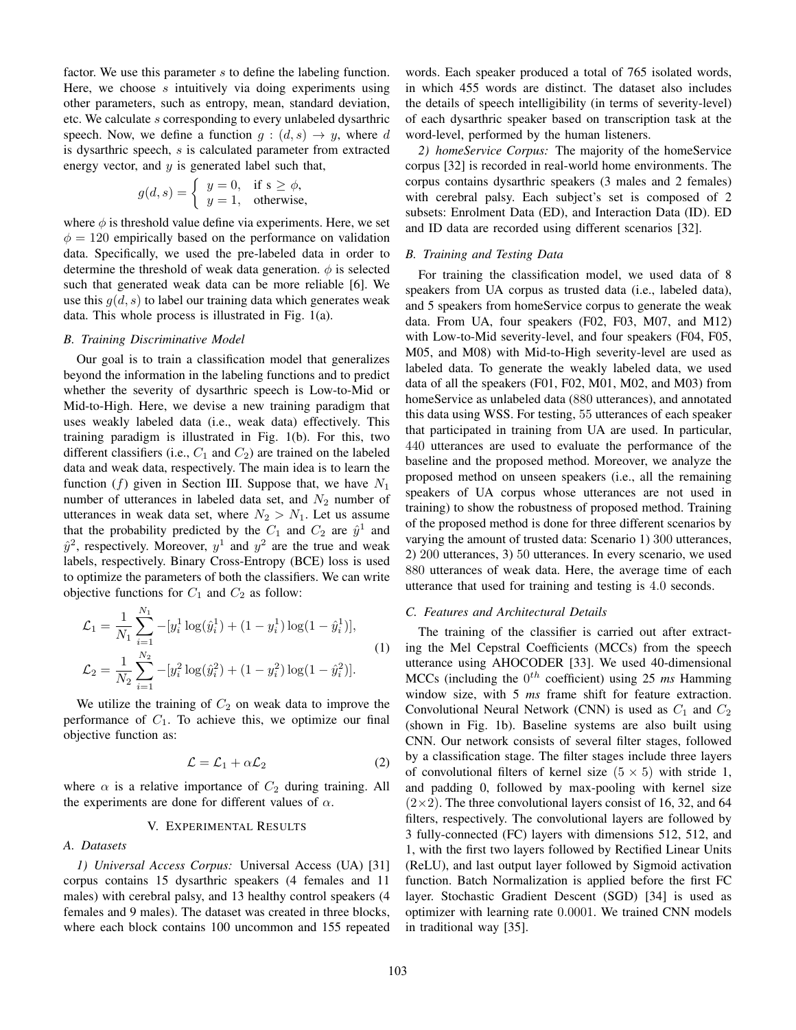factor. We use this parameter $s$ to define the labeling function. Here, we choose $s$ intuitively via doing experiments using other parameters, such as entropy, mean, standard deviation, etc. We calculate $s$ corresponding to every unlabeled dysarthric speech. Now, we define a function $g : (d, s) \rightarrow y$, where $d$ is dysarthric speech, $s$ is calculated parameter from extracted energy vector, and $y$ is generated label such that,

$$g(d, s) = \begin{cases} y = 0, & \text{if s} \geq \phi, \\ y = 1, & \text{otherwise,} \end{cases}$$

where $\phi$ is threshold value define via experiments. Here, we set $\phi = 120$ empirically based on the performance on validation data. Specifically, we used the pre-labeled data in order to determine the threshold of weak data generation. $\phi$ is selected such that generated weak data can be more reliable [6]. We use this $g(d, s)$ to label our training data which generates weak data. This whole process is illustrated in Fig. 1(a).

### B. Training Discriminative Model

Our goal is to train a classification model that generalizes beyond the information in the labeling functions and to predict whether the severity of dysarthric speech is Low-to-Mid or Mid-to-High. Here, we devise a new training paradigm that uses weakly labeled data (i.e., weak data) effectively. This training paradigm is illustrated in Fig. 1(b). For this, two different classifiers (i.e., $C_1$ and $C_2$) are trained on the labeled data and weak data, respectively. The main idea is to learn the function ($f$) given in Section III. Suppose that, we have $N_1$ number of utterances in labeled data set, and $N_2$ number of utterances in weak data set, where $N_2 > N_1$. Let us assume that the probability predicted by the $C_1$ and $C_2$ are $\hat{y}^1$ and $\hat{y}^2$, respectively. Moreover, $y^1$ and $y^2$ are the true and weak labels, respectively. Binary Cross-Entropy (BCE) loss is used to optimize the parameters of both the classifiers. We can write objective functions for $C_1$ and $C_2$ as follow:

$$\begin{aligned} \mathcal{L}_1 &= \frac{1}{N_1} \sum_{i=1}^{N_1} -[y_i^1 \log(\hat{y}_i^1) + (1 - y_i^1) \log(1 - \hat{y}_i^1)], \\ \mathcal{L}_2 &= \frac{1}{N_2} \sum_{i=1}^{N_2} -[y_i^2 \log(\hat{y}_i^2) + (1 - y_i^2) \log(1 - \hat{y}_i^2)]. \end{aligned} \tag{1}$$

We utilize the training of $C_2$ on weak data to improve the performance of $C_1$. To achieve this, we optimize our final objective function as:

$$\mathcal{L} = \mathcal{L}_1 + \alpha \mathcal{L}_2 \tag{2}$$

where $\alpha$ is a relative importance of $C_2$ during training. All the experiments are done for different values of $\alpha$.

## V. Experimental Results

### A. Datasets

*1) Universal Access Corpus:* Universal Access (UA) [31] corpus contains 15 dysarthric speakers (4 females and 11 males) with cerebral palsy, and 13 healthy control speakers (4 females and 9 males). The dataset was created in three blocks, where each block contains 100 uncommon and 155 repeated words. Each speaker produced a total of 765 isolated words, in which 455 words are distinct. The dataset also includes the details of speech intelligibility (in terms of severity-level) of each dysarthric speaker based on transcription task at the word-level, performed by the human listeners.

*2) homeService Corpus:* The majority of the homeService corpus [32] is recorded in real-world home environments. The corpus contains dysarthric speakers (3 males and 2 females) with cerebral palsy. Each subject's set is composed of 2 subsets: Enrolment Data (ED), and Interaction Data (ID). ED and ID data are recorded using different scenarios [32].

### B. Training and Testing Data

For training the classification model, we used data of 8 speakers from UA corpus as trusted data (i.e., labeled data), and 5 speakers from homeService corpus to generate the weak data. From UA, four speakers (F02, F03, M07, and M12) with Low-to-Mid severity-level, and four speakers (F04, F05, M05, and M08) with Mid-to-High severity-level are used as labeled data. To generate the weakly labeled data, we used data of all the speakers (F01, F02, M01, M02, and M03) from homeService as unlabeled data ($880$ utterances), and annotated this data using WSS. For testing, $55$ utterances of each speaker that participated in training from UA are used. In particular, $440$ utterances are used to evaluate the performance of the baseline and the proposed method. Moreover, we analyze the proposed method on unseen speakers (i.e., all the remaining speakers of UA corpus whose utterances are not used in training) to show the robustness of proposed method. Training of the proposed method is done for three different scenarios by varying the amount of trusted data: Scenario 1) $300$ utterances, 2) $200$ utterances, 3) $50$ utterances. In every scenario, we used $880$ utterances of weak data. Here, the average time of each utterance that used for training and testing is $4.0$ seconds.

### C. Features and Architectural Details

The training of the classifier is carried out after extracting the Mel Cepstral Coefficients (MCCs) from the speech utterance using AHOCODER [33]. We used 40-dimensional MCCs (including the $0^{th}$ coefficient) using 25 *ms* Hamming window size, with 5 *ms* frame shift for feature extraction. Convolutional Neural Network (CNN) is used as $C_1$ and $C_2$ (shown in Fig. 1b). Baseline systems are also built using CNN. Our network consists of several filter stages, followed by a classification stage. The filter stages include three layers of convolutional filters of kernel size $(5 \times 5)$ with stride 1, and padding 0, followed by max-pooling with kernel size $(2 \times 2)$. The three convolutional layers consist of 16, 32, and 64 filters, respectively. The convolutional layers are followed by 3 fully-connected (FC) layers with dimensions 512, 512, and 1, with the first two layers followed by Rectified Linear Units (ReLU), and last output layer followed by Sigmoid activation function. Batch Normalization is applied before the first FC layer. Stochastic Gradient Descent (SGD) [34] is used as optimizer with learning rate $0.0001$. We trained CNN models in traditional way [35].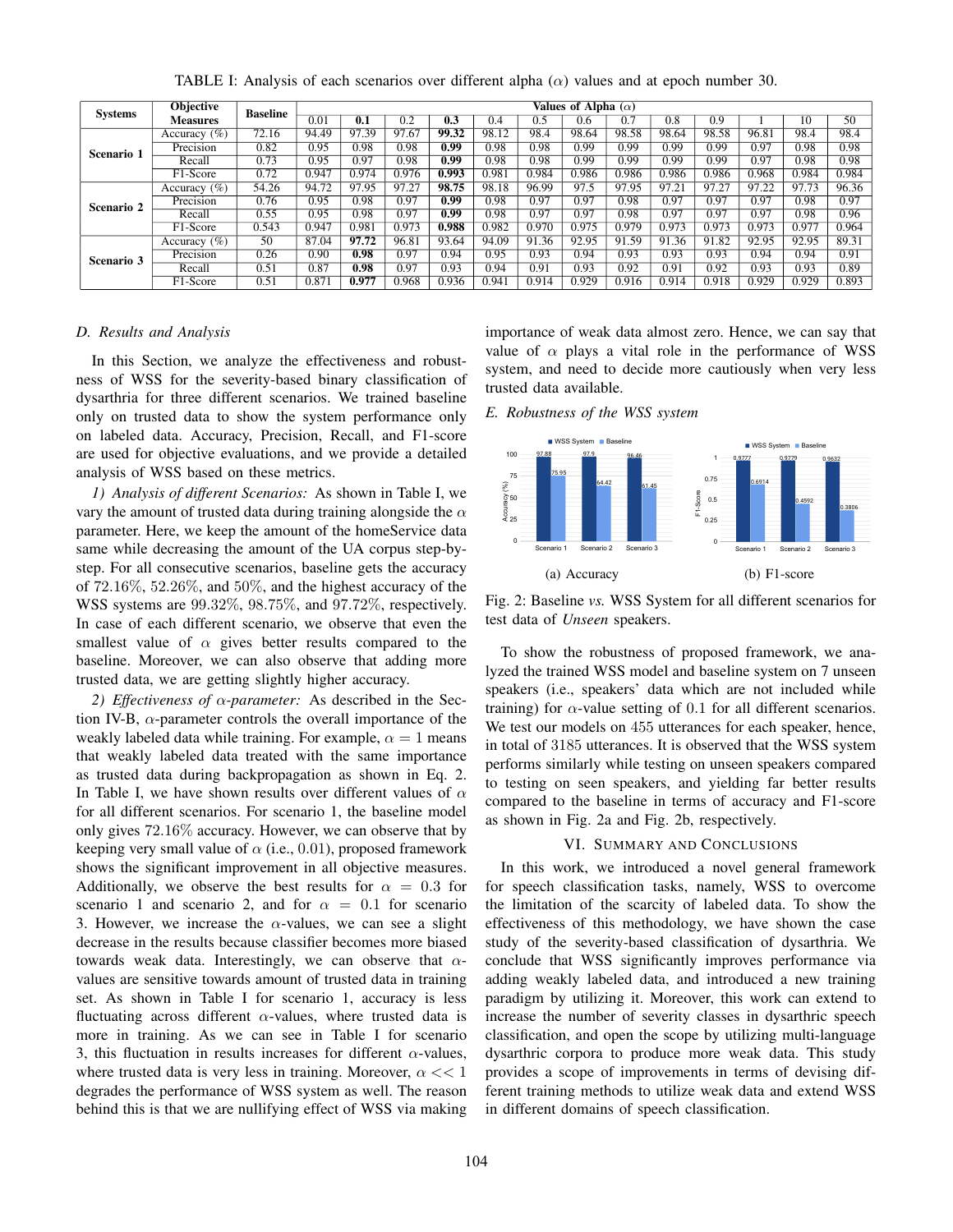TABLE I: Analysis of each scenarios over different alpha ($\alpha$) values and at epoch number 30.

| Systems | Objective Measures | Baseline | Values of Alpha ($\alpha$) | | | | | | | | | | | | |
|---|---|---|---|---|---|---|---|---|---|---|---|---|---|---|---|
| | | | 0.01 | **0.1** | 0.2 | **0.3** | 0.4 | 0.5 | 0.6 | 0.7 | 0.8 | 0.9 | 1 | 10 | 50 |
| **Scenario 1** | Accuracy (%) | 72.16 | 94.49 | 97.39 | 97.67 | **99.32** | 98.12 | 98.4 | 98.64 | 98.58 | 98.64 | 98.58 | 96.81 | 98.4 | 98.4 |
| | Precision | 0.82 | 0.95 | 0.98 | 0.98 | **0.99** | 0.98 | 0.98 | 0.99 | 0.99 | 0.99 | 0.99 | 0.97 | 0.98 | 0.98 |
| | Recall | 0.73 | 0.95 | 0.97 | 0.98 | **0.99** | 0.98 | 0.98 | 0.99 | 0.99 | 0.99 | 0.99 | 0.97 | 0.98 | 0.98 |
| | F1-Score | 0.72 | 0.947 | 0.974 | 0.976 | **0.993** | 0.981 | 0.984 | 0.986 | 0.986 | 0.986 | 0.986 | 0.968 | 0.984 | 0.984 |
| **Scenario 2** | Accuracy (%) | 54.26 | 94.72 | 97.95 | 97.27 | **98.75** | 98.18 | 96.99 | 97.5 | 97.95 | 97.21 | 97.27 | 97.22 | 97.73 | 96.36 |
| | Precision | 0.76 | 0.95 | 0.98 | 0.97 | **0.99** | 0.98 | 0.97 | 0.97 | 0.98 | 0.97 | 0.97 | 0.97 | 0.98 | 0.97 |
| | Recall | 0.55 | 0.95 | 0.98 | 0.97 | **0.99** | 0.98 | 0.97 | 0.97 | 0.98 | 0.97 | 0.97 | 0.97 | 0.98 | 0.96 |
| | F1-Score | 0.543 | 0.947 | 0.981 | 0.973 | **0.988** | 0.982 | 0.970 | 0.975 | 0.979 | 0.973 | 0.973 | 0.973 | 0.977 | 0.964 |
| **Scenario 3** | Accuracy (%) | 50 | 87.04 | **97.72** | 96.81 | 93.64 | 94.09 | 91.36 | 92.95 | 91.59 | 91.36 | 91.82 | 92.95 | 92.95 | 89.31 |
| | Precision | 0.26 | 0.90 | **0.98** | 0.97 | 0.94 | 0.95 | 0.93 | 0.94 | 0.93 | 0.93 | 0.93 | 0.94 | 0.94 | 0.91 |
| | Recall | 0.51 | 0.87 | **0.98** | 0.97 | 0.93 | 0.94 | 0.91 | 0.93 | 0.92 | 0.91 | 0.92 | 0.93 | 0.93 | 0.89 |
| | F1-Score | 0.51 | 0.871 | **0.977** | 0.968 | 0.936 | 0.941 | 0.914 | 0.929 | 0.916 | 0.914 | 0.918 | 0.929 | 0.929 | 0.893 |

### *D. Results and Analysis*

In this Section, we analyze the effectiveness and robustness of WSS for the severity-based binary classification of dysarthria for three different scenarios. We trained baseline only on trusted data to show the system performance only on labeled data. Accuracy, Precision, Recall, and F1-score are used for objective evaluations, and we provide a detailed analysis of WSS based on these metrics.

*1) Analysis of different Scenarios:* As shown in Table I, we vary the amount of trusted data during training alongside the $\alpha$ parameter. Here, we keep the amount of the homeService data same while decreasing the amount of the UA corpus step-by-step. For all consecutive scenarios, baseline gets the accuracy of $72.16\%$, $52.26\%$, and $50\%$, and the highest accuracy of the WSS systems are $99.32\%$, $98.75\%$, and $97.72\%$, respectively. In case of each different scenario, we observe that even the smallest value of $\alpha$ gives better results compared to the baseline. Moreover, we can also observe that adding more trusted data, we are getting slightly higher accuracy.

*2) Effectiveness of $\alpha$-parameter:* As described in the Section IV-B, $\alpha$-parameter controls the overall importance of the weakly labeled data while training. For example, $\alpha = 1$ means that weakly labeled data treated with the same importance as trusted data during backpropagation as shown in Eq. 2. In Table I, we have shown results over different values of $\alpha$ for all different scenarios. For scenario 1, the baseline model only gives $72.16\%$ accuracy. However, we can observe that by keeping very small value of $\alpha$ (i.e., $0.01$), proposed framework shows the significant improvement in all objective measures. Additionally, we observe the best results for $\alpha = 0.3$ for scenario 1 and scenario 2, and for $\alpha = 0.1$ for scenario 3. However, we increase the $\alpha$-values, we can see a slight decrease in the results because classifier becomes more biased towards weak data. Interestingly, we can observe that $\alpha$-values are sensitive towards amount of trusted data in training set. As shown in Table I for scenario 1, accuracy is less fluctuating across different $\alpha$-values, where trusted data is more in training. As we can see in Table I for scenario 3, this fluctuation in results increases for different $\alpha$-values, where trusted data is very less in training. Moreover, $\alpha << 1$ degrades the performance of WSS system as well. The reason behind this is that we are nullifying effect of WSS via making importance of weak data almost zero. Hence, we can say that value of $\alpha$ plays a vital role in the performance of WSS system, and need to decide more cautiously when very less trusted data available.

### *E. Robustness of the WSS system*

(a) Accuracy

(b) F1-score

Fig. 2: Baseline *vs.* WSS System for all different scenarios for test data of *Unseen* speakers.

To show the robustness of proposed framework, we analyzed the trained WSS model and baseline system on 7 unseen speakers (i.e., speakers' data which are not included while training) for $\alpha$-value setting of $0.1$ for all different scenarios. We test our models on $455$ utterances for each speaker, hence, in total of $3185$ utterances. It is observed that the WSS system performs similarly while testing on unseen speakers compared to testing on seen speakers, and yielding far better results compared to the baseline in terms of accuracy and F1-score as shown in Fig. 2a and Fig. 2b, respectively.

## VI. Summary and Conclusions

In this work, we introduced a novel general framework for speech classification tasks, namely, WSS to overcome the limitation of the scarcity of labeled data. To show the effectiveness of this methodology, we have shown the case study of the severity-based classification of dysarthria. We conclude that WSS significantly improves performance via adding weakly labeled data, and introduced a new training paradigm by utilizing it. Moreover, this work can extend to increase the number of severity classes in dysarthric speech classification, and open the scope by utilizing multi-language dysarthric corpora to produce more weak data. This study provides a scope of improvements in terms of devising different training methods to utilize weak data and extend WSS in different domains of speech classification.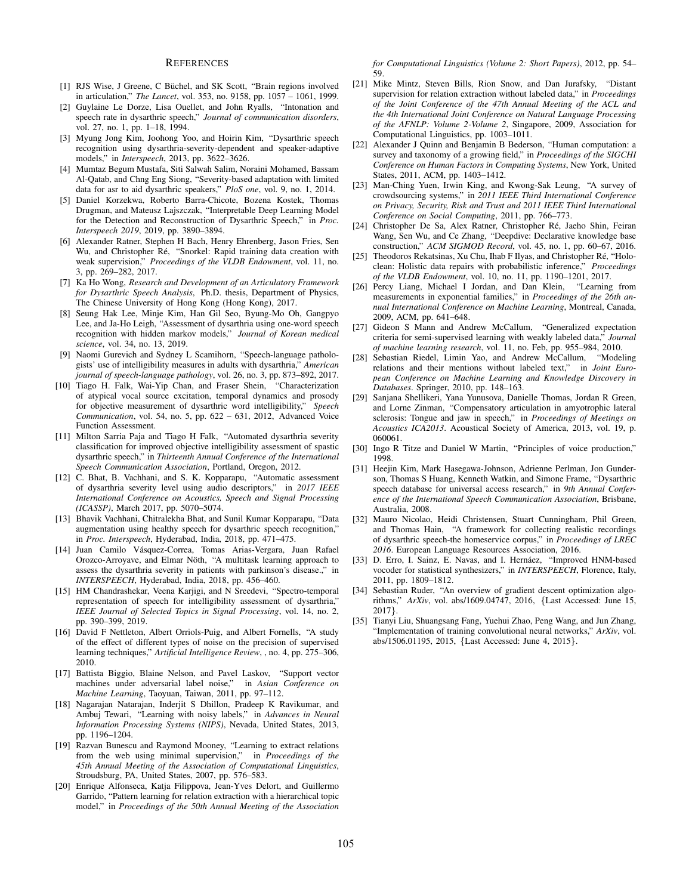# References

[1] RJS Wise, J Greene, C Büchel, and SK Scott, "Brain regions involved in articulation," *The Lancet*, vol. 353, no. 9158, pp. 1057 – 1061, 1999.

[2] Guylaine Le Dorze, Lisa Ouellet, and John Ryalls, "Intonation and speech rate in dysarthric speech," *Journal of communication disorders*, vol. 27, no. 1, pp. 1–18, 1994.

[3] Myung Jong Kim, Joohong Yoo, and Hoirin Kim, "Dysarthric speech recognition using dysarthria-severity-dependent and speaker-adaptive models," in *Interspeech*, 2013, pp. 3622–3626.

[4] Mumtaz Begum Mustafa, Siti Salwah Salim, Noraini Mohamed, Bassam Al-Qatab, and Chng Eng Siong, "Severity-based adaptation with limited data for asr to aid dysarthric speakers," *PloS one*, vol. 9, no. 1, 2014.

[5] Daniel Korzekwa, Roberto Barra-Chicote, Bozena Kostek, Thomas Drugman, and Mateusz Lajszczak, "Interpretable Deep Learning Model for the Detection and Reconstruction of Dysarthric Speech," in *Proc. Interspeech 2019*, 2019, pp. 3890–3894.

[6] Alexander Ratner, Stephen H Bach, Henry Ehrenberg, Jason Fries, Sen Wu, and Christopher Ré, "Snorkel: Rapid training data creation with weak supervision," *Proceedings of the VLDB Endowment*, vol. 11, no. 3, pp. 269–282, 2017.

[7] Ka Ho Wong, *Research and Development of an Articulatory Framework for Dysarthric Speech Analysis*, Ph.D. thesis, Department of Physics, The Chinese University of Hong Kong (Hong Kong), 2017.

[8] Seung Hak Lee, Minje Kim, Han Gil Seo, Byung-Mo Oh, Gangpyo Lee, and Ja-Ho Leigh, "Assessment of dysarthria using one-word speech recognition with hidden markov models," *Journal of Korean medical science*, vol. 34, no. 13, 2019.

[9] Naomi Gurevich and Sydney L Scamihorn, "Speech-language pathologists' use of intelligibility measures in adults with dysarthria," *American journal of speech-language pathology*, vol. 26, no. 3, pp. 873–892, 2017.

[10] Tiago H. Falk, Wai-Yip Chan, and Fraser Shein, "Characterization of atypical vocal source excitation, temporal dynamics and prosody for objective measurement of dysarthric word intelligibility," *Speech Communication*, vol. 54, no. 5, pp. 622 – 631, 2012, Advanced Voice Function Assessment.

[11] Milton Sarria Paja and Tiago H Falk, "Automated dysarthria severity classification for improved objective intelligibility assessment of spastic dysarthric speech," in *Thirteenth Annual Conference of the International Speech Communication Association*, Portland, Oregon, 2012.

[12] C. Bhat, B. Vachhani, and S. K. Kopparapu, "Automatic assessment of dysarthria severity level using audio descriptors," in *2017 IEEE International Conference on Acoustics, Speech and Signal Processing (ICASSP)*, March 2017, pp. 5070–5074.

[13] Bhavik Vachhani, Chitralekha Bhat, and Sunil Kumar Kopparapu, "Data augmentation using healthy speech for dysarthric speech recognition," in *Proc. Interspeech*, Hyderabad, India, 2018, pp. 471–475.

[14] Juan Camilo Vásquez-Correa, Tomas Arias-Vergara, Juan Rafael Orozco-Arroyave, and Elmar Nöth, "A multitask learning approach to assess the dysarthria severity in patients with parkinson's disease.," in *INTERSPEECH*, Hyderabad, India, 2018, pp. 456–460.

[15] HM Chandrashekar, Veena Karjigi, and N Sreedevi, "Spectro-temporal representation of speech for intelligibility assessment of dysarthria," *IEEE Journal of Selected Topics in Signal Processing*, vol. 14, no. 2, pp. 390–399, 2019.

[16] David F Nettleton, Albert Orriols-Puig, and Albert Fornells, "A study of the effect of different types of noise on the precision of supervised learning techniques," *Artificial Intelligence Review*, , no. 4, pp. 275–306, 2010.

[17] Battista Biggio, Blaine Nelson, and Pavel Laskov, "Support vector machines under adversarial label noise," in *Asian Conference on Machine Learning*, Taoyuan, Taiwan, 2011, pp. 97–112.

[18] Nagarajan Natarajan, Inderjit S Dhillon, Pradeep K Ravikumar, and Ambuj Tewari, "Learning with noisy labels," in *Advances in Neural Information Processing Systems (NIPS)*, Nevada, United States, 2013, pp. 1196–1204.

[19] Razvan Bunescu and Raymond Mooney, "Learning to extract relations from the web using minimal supervision," in *Proceedings of the 45th Annual Meeting of the Association of Computational Linguistics*, Stroudsburg, PA, United States, 2007, pp. 576–583.

[20] Enrique Alfonseca, Katja Filippova, Jean-Yves Delort, and Guillermo Garrido, "Pattern learning for relation extraction with a hierarchical topic model," in *Proceedings of the 50th Annual Meeting of the Association for Computational Linguistics (Volume 2: Short Papers)*, 2012, pp. 54–59.

[21] Mike Mintz, Steven Bills, Rion Snow, and Dan Jurafsky, "Distant supervision for relation extraction without labeled data," in *Proceedings of the Joint Conference of the 47th Annual Meeting of the ACL and the 4th International Joint Conference on Natural Language Processing of the AFNLP: Volume 2-Volume 2*, Singapore, 2009, Association for Computational Linguistics, pp. 1003–1011.

[22] Alexander J Quinn and Benjamin B Bederson, "Human computation: a survey and taxonomy of a growing field," in *Proceedings of the SIGCHI Conference on Human Factors in Computing Systems*, New York, United States, 2011, ACM, pp. 1403–1412.

[23] Man-Ching Yuen, Irwin King, and Kwong-Sak Leung, "A survey of crowdsourcing systems," in *2011 IEEE Third International Conference on Privacy, Security, Risk and Trust and 2011 IEEE Third International Conference on Social Computing*, 2011, pp. 766–773.

[24] Christopher De Sa, Alex Ratner, Christopher Ré, Jaeho Shin, Feiran Wang, Sen Wu, and Ce Zhang, "Deepdive: Declarative knowledge base construction," *ACM SIGMOD Record*, vol. 45, no. 1, pp. 60–67, 2016.

[25] Theodoros Rekatsinas, Xu Chu, Ihab F Ilyas, and Christopher Ré, "Holoclean: Holistic data repairs with probabilistic inference," *Proceedings of the VLDB Endowment*, vol. 10, no. 11, pp. 1190–1201, 2017.

[26] Percy Liang, Michael I Jordan, and Dan Klein, "Learning from measurements in exponential families," in *Proceedings of the 26th annual International Conference on Machine Learning*, Montreal, Canada, 2009, ACM, pp. 641–648.

[27] Gideon S Mann and Andrew McCallum, "Generalized expectation criteria for semi-supervised learning with weakly labeled data," *Journal of machine learning research*, vol. 11, no. Feb, pp. 955–984, 2010.

[28] Sebastian Riedel, Limin Yao, and Andrew McCallum, "Modeling relations and their mentions without labeled text," in *Joint European Conference on Machine Learning and Knowledge Discovery in Databases*. Springer, 2010, pp. 148–163.

[29] Sanjana Shellikeri, Yana Yunusova, Danielle Thomas, Jordan R Green, and Lorne Zinman, "Compensatory articulation in amyotrophic lateral sclerosis: Tongue and jaw in speech," in *Proceedings of Meetings on Acoustics ICA2013*. Acoustical Society of America, 2013, vol. 19, p. 060061.

[30] Ingo R Titze and Daniel W Martin, "Principles of voice production," 1998.

[31] Heejin Kim, Mark Hasegawa-Johnson, Adrienne Perlman, Jon Gunderson, Thomas S Huang, Kenneth Watkin, and Simone Frame, "Dysarthric speech database for universal access research," in *9th Annual Conference of the International Speech Communication Association*, Brisbane, Australia, 2008.

[32] Mauro Nicolao, Heidi Christensen, Stuart Cunningham, Phil Green, and Thomas Hain, "A framework for collecting realistic recordings of dysarthric speech-the homeservice corpus," in *Proceedings of LREC 2016*. European Language Resources Association, 2016.

[33] D. Erro, I. Sainz, E. Navas, and I. Hernáez, "Improved HNM-based vocoder for statistical synthesizers," in *INTERSPEECH*, Florence, Italy, 2011, pp. 1809–1812.

[34] Sebastian Ruder, "An overview of gradient descent optimization algorithms," *ArXiv*, vol. abs/1609.04747, 2016, {Last Accessed: June 15, 2017}.

[35] Tianyi Liu, Shuangsang Fang, Yuehui Zhao, Peng Wang, and Jun Zhang, "Implementation of training convolutional neural networks," *ArXiv*, vol. abs/1506.01195, 2015, {Last Accessed: June 4, 2015}.